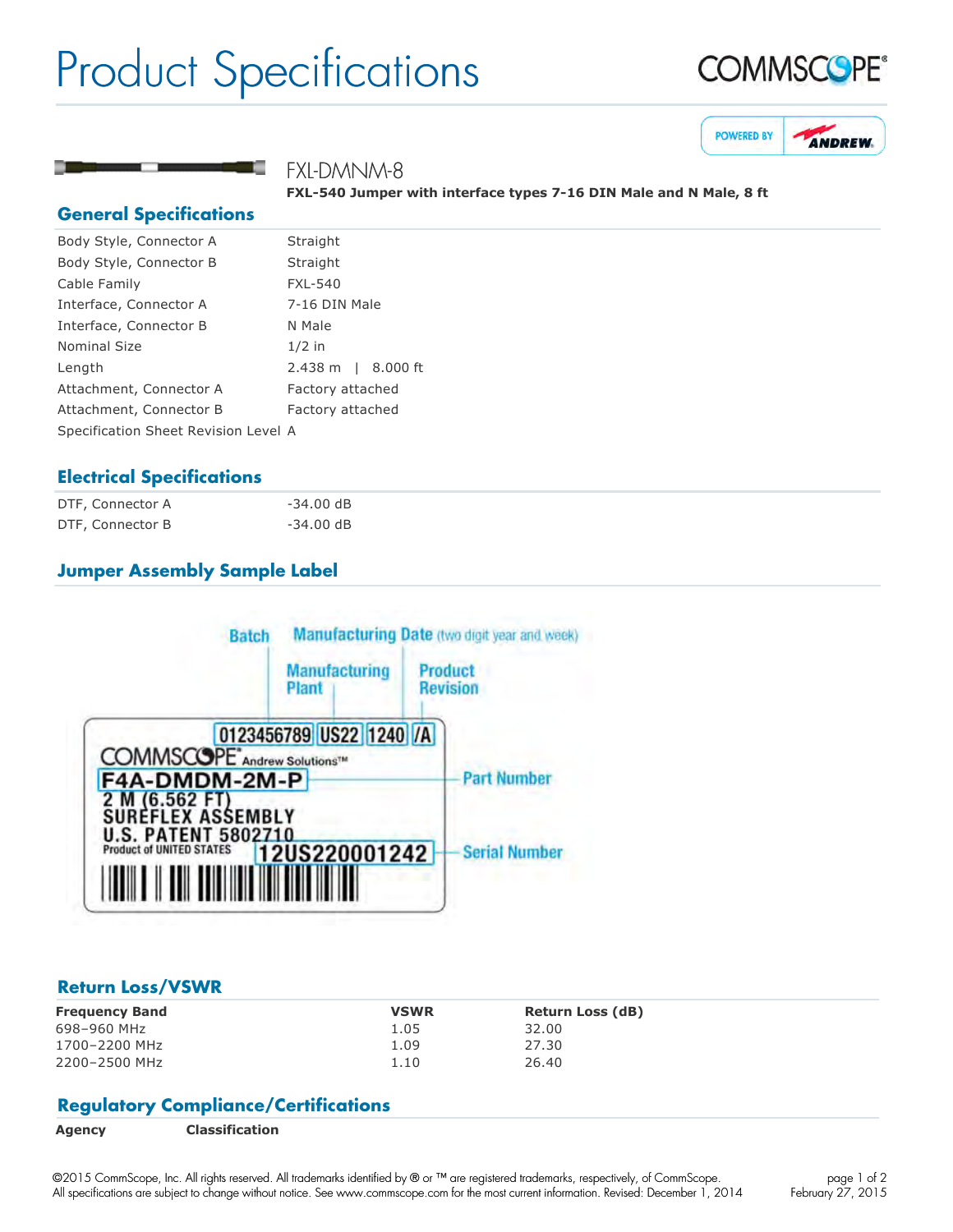# Product Specifications

## FXL-DMNM-8

**FXL-540 Jumper with interface types 7-16 DIN Male and N Male, 8 ft**

## General Specifications

| | |
|---|---|
| Body Style, Connector A | Straight |
| Body Style, Connector B | Straight |
| Cable Family | FXL-540 |
| Interface, Connector A | 7-16 DIN Male |
| Interface, Connector B | N Male |
| Nominal Size | 1/2 in |
| Length | 2.438 m \| 8.000 ft |
| Attachment, Connector A | Factory attached |
| Attachment, Connector B | Factory attached |
| Specification Sheet Revision Level | A |

## Electrical Specifications

| | |
|---|---|
| DTF, Connector A | -34.00 dB |
| DTF, Connector B | -34.00 dB |

## Jumper Assembly Sample Label

Batch — Manufacturing Date (two digit year and week) — Manufacturing Plant — Product Revision

0123456789 | US22 | 1240 | /A

COMMSCOPE® Andrew Solutions™

F4A-DMDM-2M-P — Part Number

2 M (6.562 FT)
SUREFLEX ASSEMBLY
U.S. PATENT 5802710
Product of UNITED STATES

12US220001242 — Serial Number

## Return Loss/VSWR

| Frequency Band | VSWR | Return Loss (dB) |
|---|---|---|
| 698–960 MHz | 1.05 | 32.00 |
| 1700–2200 MHz | 1.09 | 27.30 |
| 2200–2500 MHz | 1.10 | 26.40 |

## Regulatory Compliance/Certifications

| Agency | Classification |
|---|---|

©2015 CommScope, Inc. All rights reserved. All trademarks identified by ® or ™ are registered trademarks, respectively, of CommScope. All specifications are subject to change without notice. See www.commscope.com for the most current information. Revised: December 1, 2014

February 27, 2015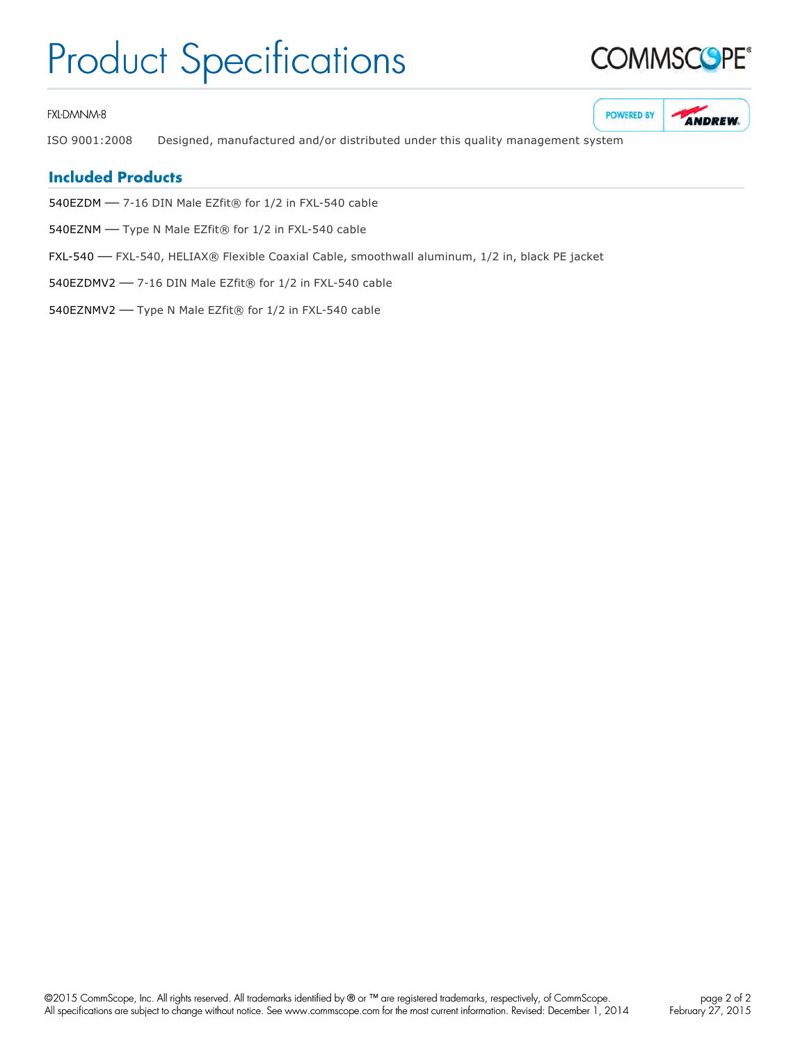FXL-DMNM-8

ISO 9001:2008 Designed, manufactured and/or distributed under this quality management system

## Included Products

540EZDM — 7-16 DIN Male EZfit® for 1/2 in FXL-540 cable

540EZNM — Type N Male EZfit® for 1/2 in FXL-540 cable

FXL-540 — FXL-540, HELIAX® Flexible Coaxial Cable, smoothwall aluminum, 1/2 in, black PE jacket

540EZDMV2 — 7-16 DIN Male EZfit® for 1/2 in FXL-540 cable

540EZNMV2 — Type N Male EZfit® for 1/2 in FXL-540 cable